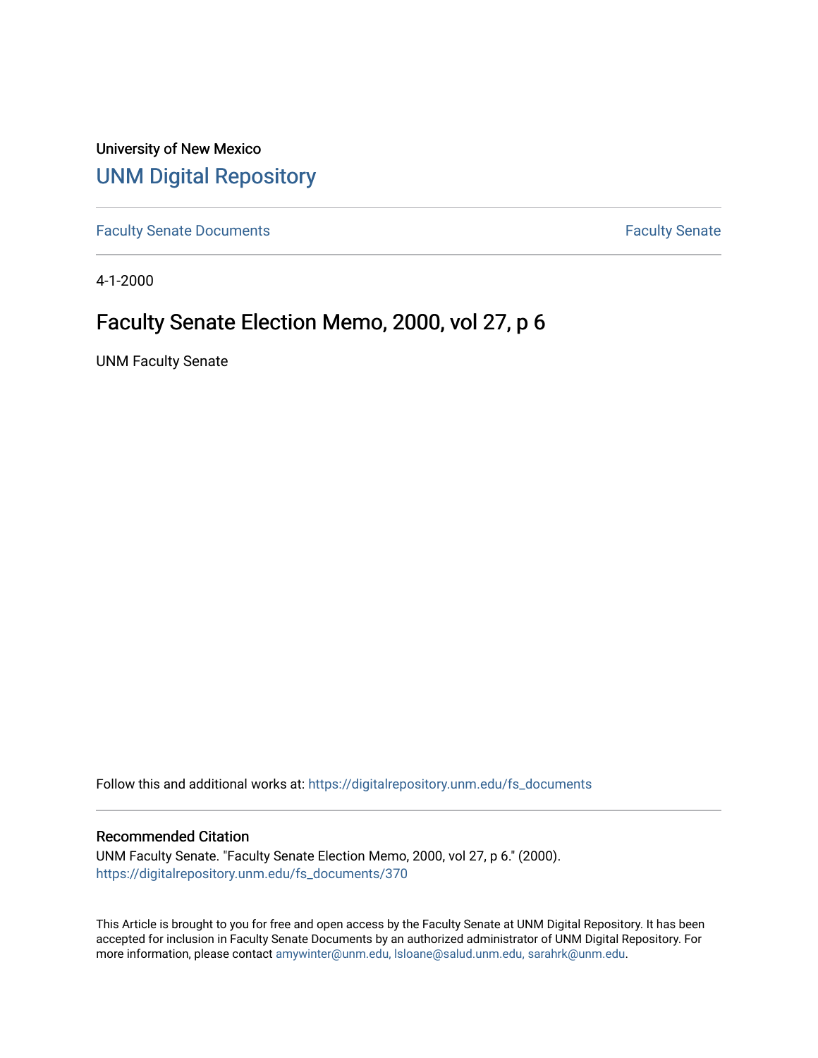University of New Mexico

# UNM Digital Repository

Faculty Senate Documents

Faculty Senate

4-1-2000

## Faculty Senate Election Memo, 2000, vol 27, p 6

UNM Faculty Senate

Follow this and additional works at: https://digitalrepository.unm.edu/fs_documents

### Recommended Citation

UNM Faculty Senate. "Faculty Senate Election Memo, 2000, vol 27, p 6." (2000). https://digitalrepository.unm.edu/fs_documents/370

This Article is brought to you for free and open access by the Faculty Senate at UNM Digital Repository. It has been accepted for inclusion in Faculty Senate Documents by an authorized administrator of UNM Digital Repository. For more information, please contact amywinter@unm.edu, lsloane@salud.unm.edu, sarahrk@unm.edu.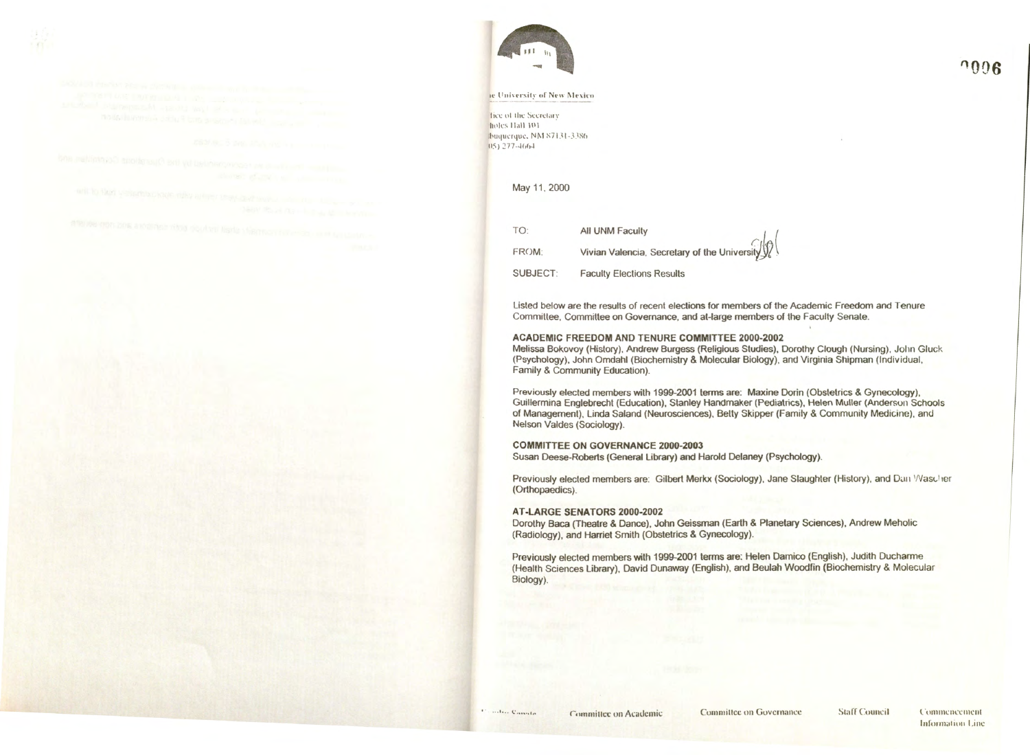he University of New Mexico

ffice of the Secretary
holes Hall 103
lbuquerque, NM 87131-3386
05) 277-4664

May 11, 2000

TO: All UNM Faculty

FROM: Vivian Valencia, Secretary of the University

SUBJECT: Faculty Elections Results

Listed below are the results of recent elections for members of the Academic Freedom and Tenure Committee, Committee on Governance, and at-large members of the Faculty Senate.

**ACADEMIC FREEDOM AND TENURE COMMITTEE 2000-2002**
Melissa Bokovoy (History), Andrew Burgess (Religious Studies), Dorothy Clough (Nursing), John Gluck (Psychology), John Omdahl (Biochemistry & Molecular Biology), and Virginia Shipman (Individual, Family & Community Education).

Previously elected members with 1999-2001 terms are: Maxine Dorin (Obstetrics & Gynecology), Guillermina Englebrecht (Education), Stanley Handmaker (Pediatrics), Helen Muller (Anderson Schools of Management), Linda Saland (Neurosciences), Betty Skipper (Family & Community Medicine), and Nelson Valdes (Sociology).

**COMMITTEE ON GOVERNANCE 2000-2003**
Susan Deese-Roberts (General Library) and Harold Delaney (Psychology).

Previously elected members are: Gilbert Merkx (Sociology), Jane Slaughter (History), and Dan Wascher (Orthopaedics).

**AT-LARGE SENATORS 2000-2002**
Dorothy Baca (Theatre & Dance), John Geissman (Earth & Planetary Sciences), Andrew Meholic (Radiology), and Harriet Smith (Obstetrics & Gynecology).

Previously elected members with 1999-2001 terms are: Helen Damico (English), Judith Ducharme (Health Sciences Library), David Dunaway (English), and Beulah Woodfin (Biochemistry & Molecular Biology).

Faculty Senate | Committee on Academic | Committee on Governance | Staff Council | Commencement Information Line